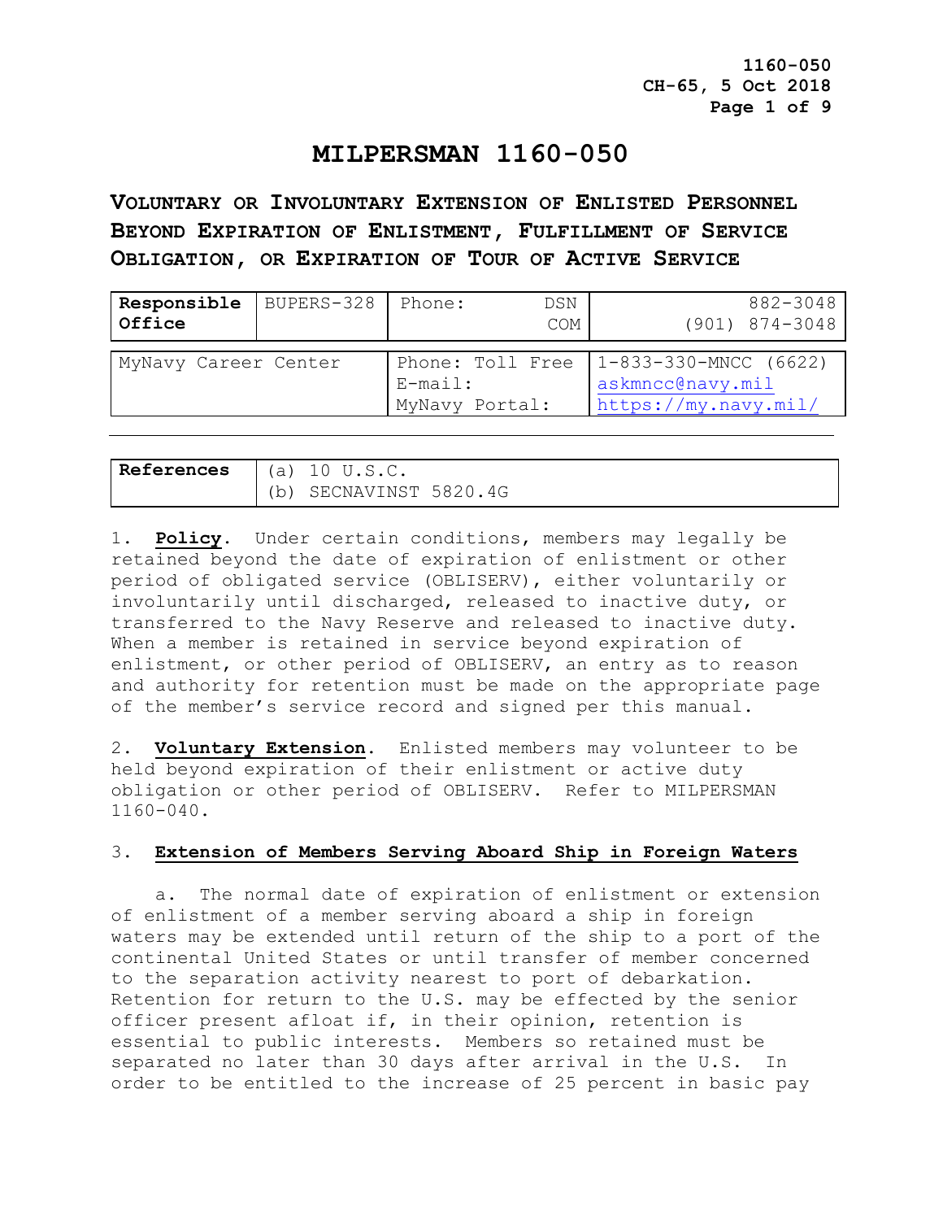# MILPERSMAN 1160-050

## Voluntary or Involuntary Extension of Enlisted Personnel Beyond Expiration of Enlistment, Fulfillment of Service Obligation, or Expiration of Tour of Active Service

| **Responsible Office** | BUPERS-328 | Phone: DSN<br>COM | 882-3048<br>(901) 874-3048 |
|---|---|---|---|

| MyNavy Career Center | Phone: Toll Free<br>E-mail:<br>MyNavy Portal: | 1-833-330-MNCC (6622)<br>askmncc@navy.mil<br>https://my.navy.mil/ |
|---|---|---|

| **References** | (a) 10 U.S.C.<br>(b) SECNAVINST 5820.4G |
|---|---|

1. **Policy**. Under certain conditions, members may legally be retained beyond the date of expiration of enlistment or other period of obligated service (OBLISERV), either voluntarily or involuntarily until discharged, released to inactive duty, or transferred to the Navy Reserve and released to inactive duty. When a member is retained in service beyond expiration of enlistment, or other period of OBLISERV, an entry as to reason and authority for retention must be made on the appropriate page of the member's service record and signed per this manual.

2. **Voluntary Extension**. Enlisted members may volunteer to be held beyond expiration of their enlistment or active duty obligation or other period of OBLISERV. Refer to MILPERSMAN 1160-040.

3. **Extension of Members Serving Aboard Ship in Foreign Waters**

a. The normal date of expiration of enlistment or extension of enlistment of a member serving aboard a ship in foreign waters may be extended until return of the ship to a port of the continental United States or until transfer of member concerned to the separation activity nearest to port of debarkation. Retention for return to the U.S. may be effected by the senior officer present afloat if, in their opinion, retention is essential to public interests. Members so retained must be separated no later than 30 days after arrival in the U.S. In order to be entitled to the increase of 25 percent in basic pay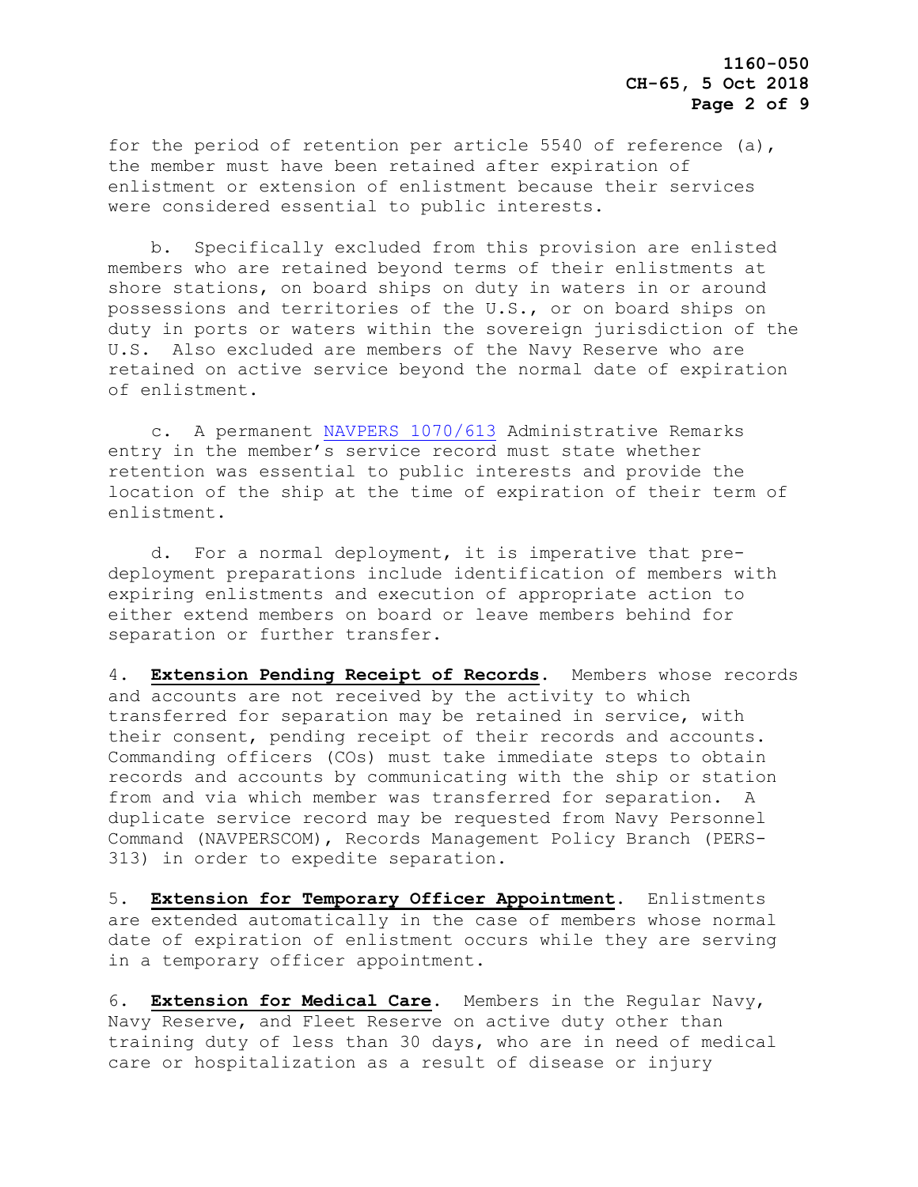for the period of retention per article 5540 of reference (a), the member must have been retained after expiration of enlistment or extension of enlistment because their services were considered essential to public interests.

b. Specifically excluded from this provision are enlisted members who are retained beyond terms of their enlistments at shore stations, on board ships on duty in waters in or around possessions and territories of the U.S., or on board ships on duty in ports or waters within the sovereign jurisdiction of the U.S. Also excluded are members of the Navy Reserve who are retained on active service beyond the normal date of expiration of enlistment.

c. A permanent NAVPERS 1070/613 Administrative Remarks entry in the member's service record must state whether retention was essential to public interests and provide the location of the ship at the time of expiration of their term of enlistment.

d. For a normal deployment, it is imperative that pre-deployment preparations include identification of members with expiring enlistments and execution of appropriate action to either extend members on board or leave members behind for separation or further transfer.

4. **Extension Pending Receipt of Records**. Members whose records and accounts are not received by the activity to which transferred for separation may be retained in service, with their consent, pending receipt of their records and accounts. Commanding officers (COs) must take immediate steps to obtain records and accounts by communicating with the ship or station from and via which member was transferred for separation. A duplicate service record may be requested from Navy Personnel Command (NAVPERSCOM), Records Management Policy Branch (PERS-313) in order to expedite separation.

5. **Extension for Temporary Officer Appointment**. Enlistments are extended automatically in the case of members whose normal date of expiration of enlistment occurs while they are serving in a temporary officer appointment.

6. **Extension for Medical Care**. Members in the Regular Navy, Navy Reserve, and Fleet Reserve on active duty other than training duty of less than 30 days, who are in need of medical care or hospitalization as a result of disease or injury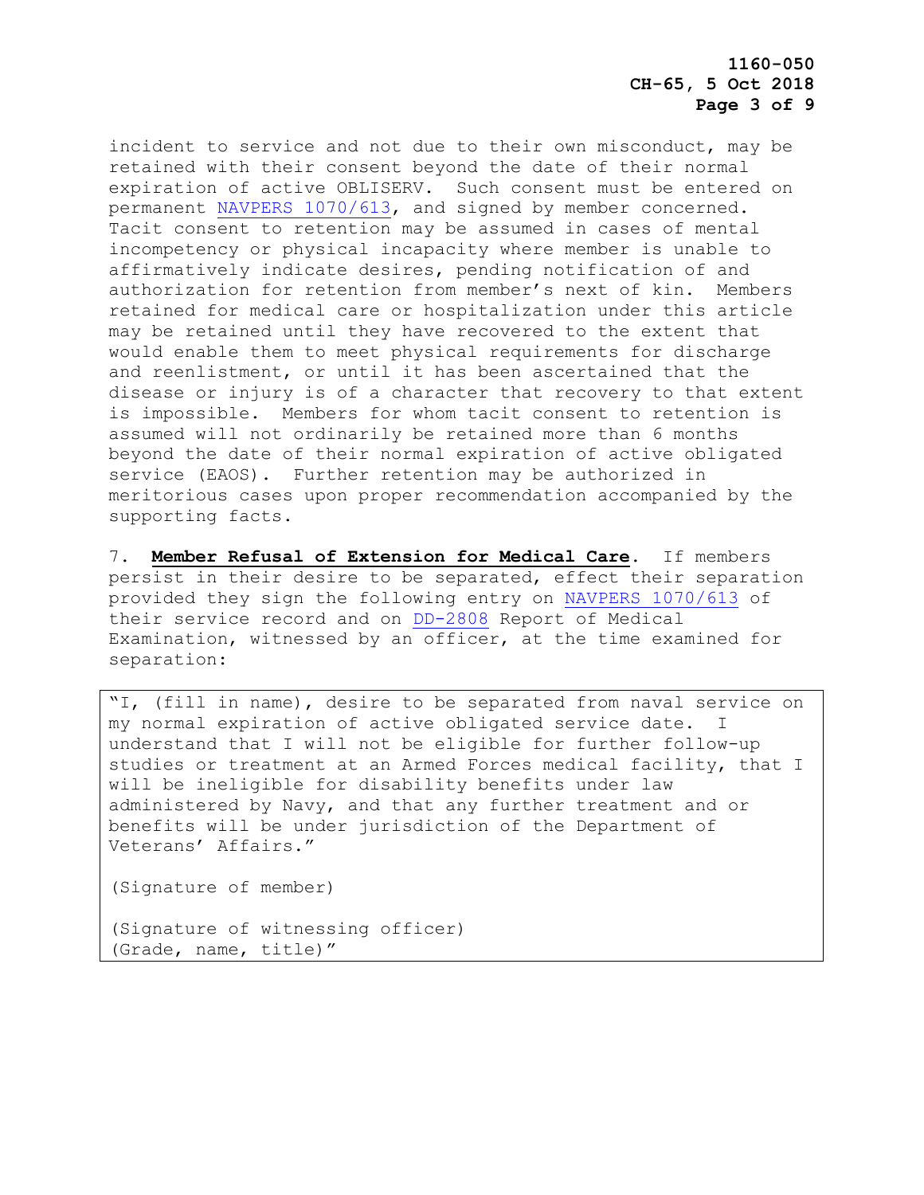incident to service and not due to their own misconduct, may be retained with their consent beyond the date of their normal expiration of active OBLISERV. Such consent must be entered on permanent NAVPERS 1070/613, and signed by member concerned. Tacit consent to retention may be assumed in cases of mental incompetency or physical incapacity where member is unable to affirmatively indicate desires, pending notification of and authorization for retention from member's next of kin. Members retained for medical care or hospitalization under this article may be retained until they have recovered to the extent that would enable them to meet physical requirements for discharge and reenlistment, or until it has been ascertained that the disease or injury is of a character that recovery to that extent is impossible. Members for whom tacit consent to retention is assumed will not ordinarily be retained more than 6 months beyond the date of their normal expiration of active obligated service (EAOS). Further retention may be authorized in meritorious cases upon proper recommendation accompanied by the supporting facts.

7. **Member Refusal of Extension for Medical Care**. If members persist in their desire to be separated, effect their separation provided they sign the following entry on NAVPERS 1070/613 of their service record and on DD-2808 Report of Medical Examination, witnessed by an officer, at the time examined for separation:

> "I, (fill in name), desire to be separated from naval service on my normal expiration of active obligated service date. I understand that I will not be eligible for further follow-up studies or treatment at an Armed Forces medical facility, that I will be ineligible for disability benefits under law administered by Navy, and that any further treatment and or benefits will be under jurisdiction of the Department of Veterans' Affairs."
>
> (Signature of member)
>
> (Signature of witnessing officer)
> (Grade, name, title)"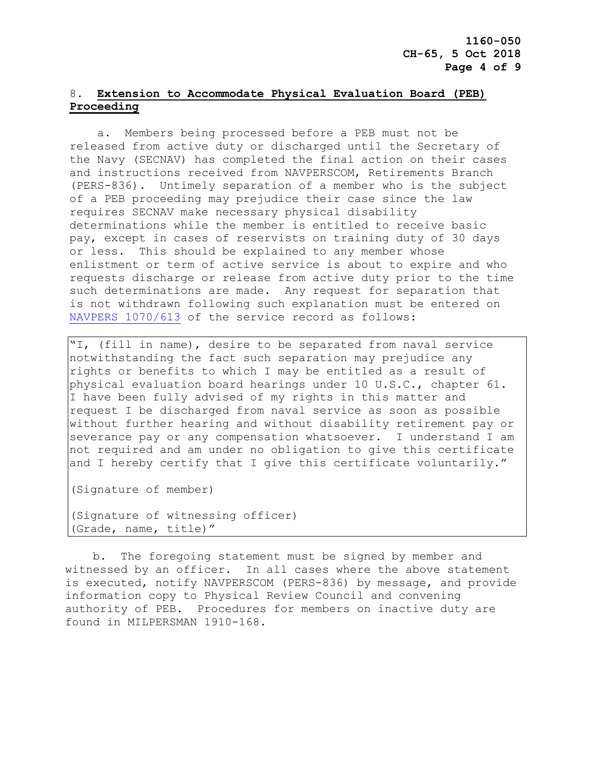8. **Extension to Accommodate Physical Evaluation Board (PEB) Proceeding**

a. Members being processed before a PEB must not be released from active duty or discharged until the Secretary of the Navy (SECNAV) has completed the final action on their cases and instructions received from NAVPERSCOM, Retirements Branch (PERS-836). Untimely separation of a member who is the subject of a PEB proceeding may prejudice their case since the law requires SECNAV make necessary physical disability determinations while the member is entitled to receive basic pay, except in cases of reservists on training duty of 30 days or less. This should be explained to any member whose enlistment or term of active service is about to expire and who requests discharge or release from active duty prior to the time such determinations are made. Any request for separation that is not withdrawn following such explanation must be entered on NAVPERS 1070/613 of the service record as follows:

> "I, (fill in name), desire to be separated from naval service notwithstanding the fact such separation may prejudice any rights or benefits to which I may be entitled as a result of physical evaluation board hearings under 10 U.S.C., chapter 61. I have been fully advised of my rights in this matter and request I be discharged from naval service as soon as possible without further hearing and without disability retirement pay or severance pay or any compensation whatsoever. I understand I am not required and am under no obligation to give this certificate and I hereby certify that I give this certificate voluntarily."
>
> (Signature of member)
>
> (Signature of witnessing officer)
> (Grade, name, title)"

b. The foregoing statement must be signed by member and witnessed by an officer. In all cases where the above statement is executed, notify NAVPERSCOM (PERS-836) by message, and provide information copy to Physical Review Council and convening authority of PEB. Procedures for members on inactive duty are found in MILPERSMAN 1910-168.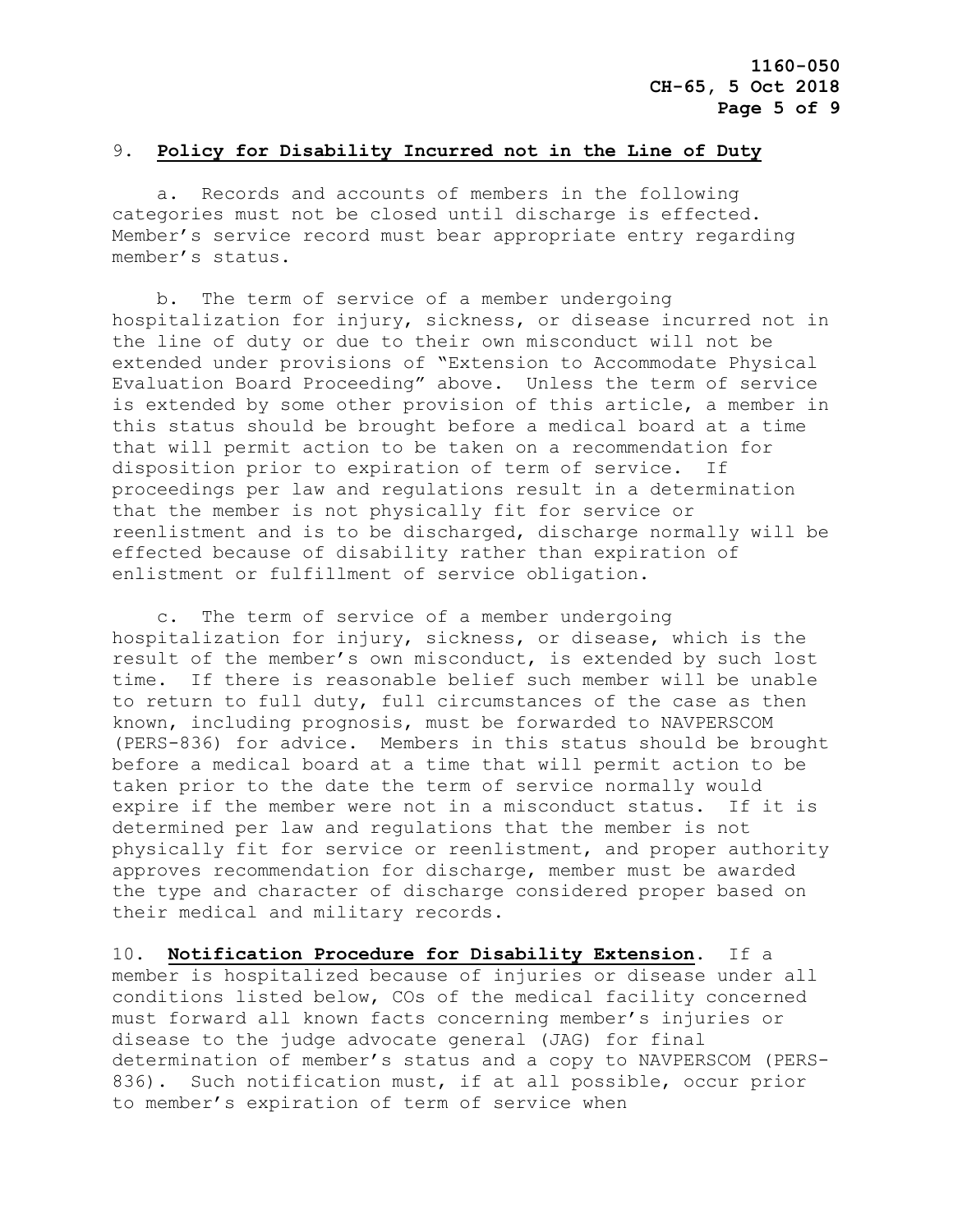9. **Policy for Disability Incurred not in the Line of Duty**

a. Records and accounts of members in the following categories must not be closed until discharge is effected. Member's service record must bear appropriate entry regarding member's status.

b. The term of service of a member undergoing hospitalization for injury, sickness, or disease incurred not in the line of duty or due to their own misconduct will not be extended under provisions of "Extension to Accommodate Physical Evaluation Board Proceeding" above. Unless the term of service is extended by some other provision of this article, a member in this status should be brought before a medical board at a time that will permit action to be taken on a recommendation for disposition prior to expiration of term of service. If proceedings per law and regulations result in a determination that the member is not physically fit for service or reenlistment and is to be discharged, discharge normally will be effected because of disability rather than expiration of enlistment or fulfillment of service obligation.

c. The term of service of a member undergoing hospitalization for injury, sickness, or disease, which is the result of the member's own misconduct, is extended by such lost time. If there is reasonable belief such member will be unable to return to full duty, full circumstances of the case as then known, including prognosis, must be forwarded to NAVPERSCOM (PERS-836) for advice. Members in this status should be brought before a medical board at a time that will permit action to be taken prior to the date the term of service normally would expire if the member were not in a misconduct status. If it is determined per law and regulations that the member is not physically fit for service or reenlistment, and proper authority approves recommendation for discharge, member must be awarded the type and character of discharge considered proper based on their medical and military records.

10. **Notification Procedure for Disability Extension**. If a member is hospitalized because of injuries or disease under all conditions listed below, COs of the medical facility concerned must forward all known facts concerning member's injuries or disease to the judge advocate general (JAG) for final determination of member's status and a copy to NAVPERSCOM (PERS-836). Such notification must, if at all possible, occur prior to member's expiration of term of service when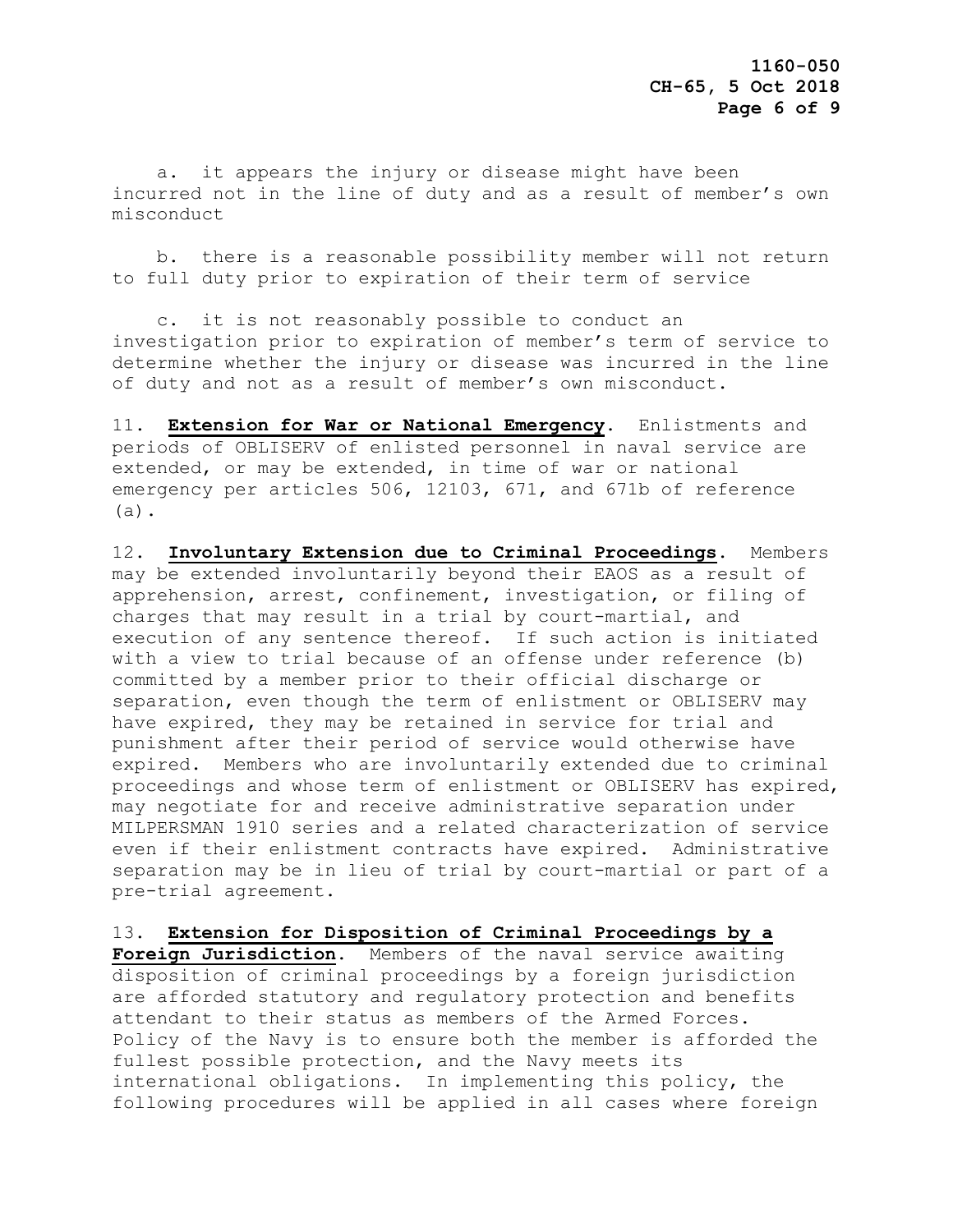a. it appears the injury or disease might have been incurred not in the line of duty and as a result of member's own misconduct

b. there is a reasonable possibility member will not return to full duty prior to expiration of their term of service

c. it is not reasonably possible to conduct an investigation prior to expiration of member's term of service to determine whether the injury or disease was incurred in the line of duty and not as a result of member's own misconduct.

11. **Extension for War or National Emergency**. Enlistments and periods of OBLISERV of enlisted personnel in naval service are extended, or may be extended, in time of war or national emergency per articles 506, 12103, 671, and 671b of reference (a).

12. **Involuntary Extension due to Criminal Proceedings**. Members may be extended involuntarily beyond their EAOS as a result of apprehension, arrest, confinement, investigation, or filing of charges that may result in a trial by court-martial, and execution of any sentence thereof. If such action is initiated with a view to trial because of an offense under reference (b) committed by a member prior to their official discharge or separation, even though the term of enlistment or OBLISERV may have expired, they may be retained in service for trial and punishment after their period of service would otherwise have expired. Members who are involuntarily extended due to criminal proceedings and whose term of enlistment or OBLISERV has expired, may negotiate for and receive administrative separation under MILPERSMAN 1910 series and a related characterization of service even if their enlistment contracts have expired. Administrative separation may be in lieu of trial by court-martial or part of a pre-trial agreement.

13. **Extension for Disposition of Criminal Proceedings by a Foreign Jurisdiction**. Members of the naval service awaiting disposition of criminal proceedings by a foreign jurisdiction are afforded statutory and regulatory protection and benefits attendant to their status as members of the Armed Forces. Policy of the Navy is to ensure both the member is afforded the fullest possible protection, and the Navy meets its international obligations. In implementing this policy, the following procedures will be applied in all cases where foreign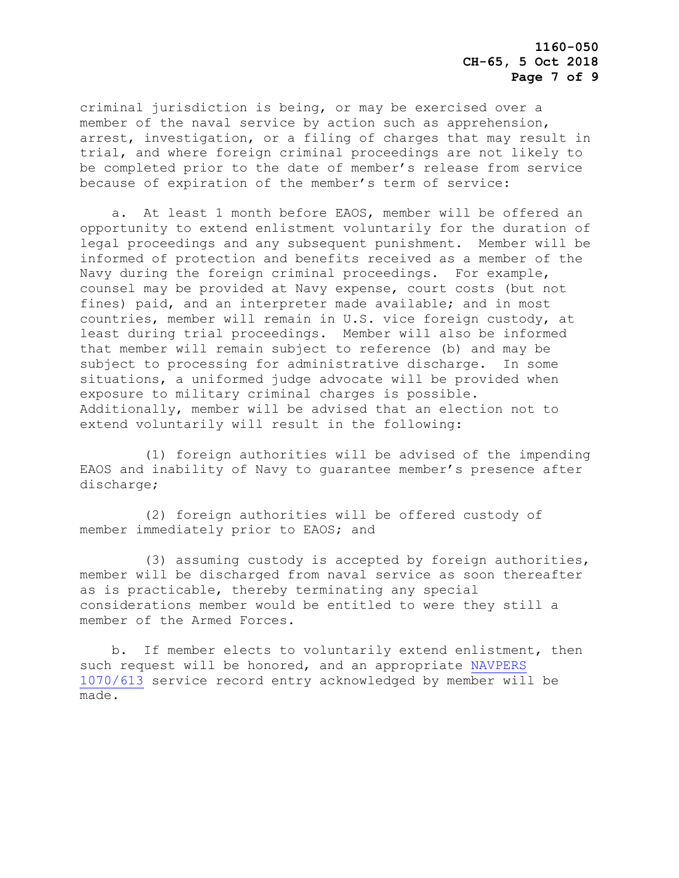criminal jurisdiction is being, or may be exercised over a member of the naval service by action such as apprehension, arrest, investigation, or a filing of charges that may result in trial, and where foreign criminal proceedings are not likely to be completed prior to the date of member's release from service because of expiration of the member's term of service:

a. At least 1 month before EAOS, member will be offered an opportunity to extend enlistment voluntarily for the duration of legal proceedings and any subsequent punishment. Member will be informed of protection and benefits received as a member of the Navy during the foreign criminal proceedings. For example, counsel may be provided at Navy expense, court costs (but not fines) paid, and an interpreter made available; and in most countries, member will remain in U.S. vice foreign custody, at least during trial proceedings. Member will also be informed that member will remain subject to reference (b) and may be subject to processing for administrative discharge. In some situations, a uniformed judge advocate will be provided when exposure to military criminal charges is possible. Additionally, member will be advised that an election not to extend voluntarily will result in the following:

(1) foreign authorities will be advised of the impending EAOS and inability of Navy to guarantee member's presence after discharge;

(2) foreign authorities will be offered custody of member immediately prior to EAOS; and

(3) assuming custody is accepted by foreign authorities, member will be discharged from naval service as soon thereafter as is practicable, thereby terminating any special considerations member would be entitled to were they still a member of the Armed Forces.

b. If member elects to voluntarily extend enlistment, then such request will be honored, and an appropriate NAVPERS 1070/613 service record entry acknowledged by member will be made.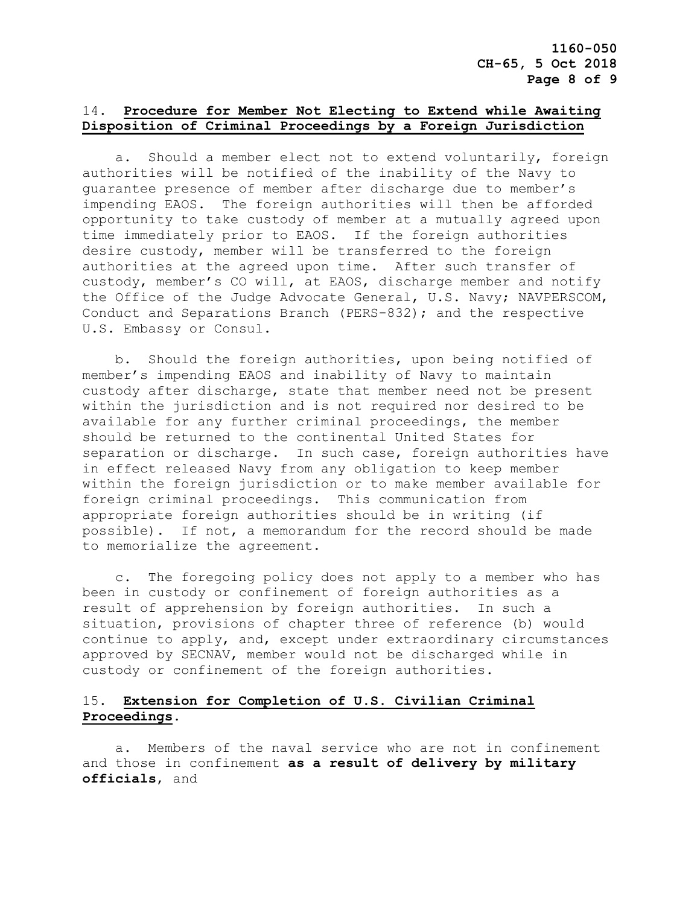14. **Procedure for Member Not Electing to Extend while Awaiting Disposition of Criminal Proceedings by a Foreign Jurisdiction**

a. Should a member elect not to extend voluntarily, foreign authorities will be notified of the inability of the Navy to guarantee presence of member after discharge due to member's impending EAOS. The foreign authorities will then be afforded opportunity to take custody of member at a mutually agreed upon time immediately prior to EAOS. If the foreign authorities desire custody, member will be transferred to the foreign authorities at the agreed upon time. After such transfer of custody, member's CO will, at EAOS, discharge member and notify the Office of the Judge Advocate General, U.S. Navy; NAVPERSCOM, Conduct and Separations Branch (PERS-832); and the respective U.S. Embassy or Consul.

b. Should the foreign authorities, upon being notified of member's impending EAOS and inability of Navy to maintain custody after discharge, state that member need not be present within the jurisdiction and is not required nor desired to be available for any further criminal proceedings, the member should be returned to the continental United States for separation or discharge. In such case, foreign authorities have in effect released Navy from any obligation to keep member within the foreign jurisdiction or to make member available for foreign criminal proceedings. This communication from appropriate foreign authorities should be in writing (if possible). If not, a memorandum for the record should be made to memorialize the agreement.

c. The foregoing policy does not apply to a member who has been in custody or confinement of foreign authorities as a result of apprehension by foreign authorities. In such a situation, provisions of chapter three of reference (b) would continue to apply, and, except under extraordinary circumstances approved by SECNAV, member would not be discharged while in custody or confinement of the foreign authorities.

15. **Extension for Completion of U.S. Civilian Criminal Proceedings**.

a. Members of the naval service who are not in confinement and those in confinement **as a result of delivery by military officials**, and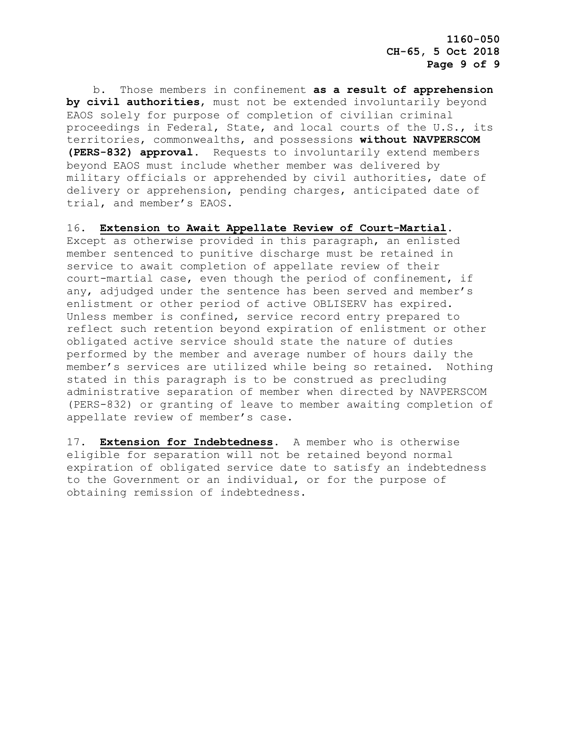b. Those members in confinement **as a result of apprehension by civil authorities**, must not be extended involuntarily beyond EAOS solely for purpose of completion of civilian criminal proceedings in Federal, State, and local courts of the U.S., its territories, commonwealths, and possessions **without NAVPERSCOM (PERS-832) approval**. Requests to involuntarily extend members beyond EAOS must include whether member was delivered by military officials or apprehended by civil authorities, date of delivery or apprehension, pending charges, anticipated date of trial, and member's EAOS.

16. **Extension to Await Appellate Review of Court-Martial**. Except as otherwise provided in this paragraph, an enlisted member sentenced to punitive discharge must be retained in service to await completion of appellate review of their court-martial case, even though the period of confinement, if any, adjudged under the sentence has been served and member's enlistment or other period of active OBLISERV has expired. Unless member is confined, service record entry prepared to reflect such retention beyond expiration of enlistment or other obligated active service should state the nature of duties performed by the member and average number of hours daily the member's services are utilized while being so retained. Nothing stated in this paragraph is to be construed as precluding administrative separation of member when directed by NAVPERSCOM (PERS-832) or granting of leave to member awaiting completion of appellate review of member's case.

17. **Extension for Indebtedness**. A member who is otherwise eligible for separation will not be retained beyond normal expiration of obligated service date to satisfy an indebtedness to the Government or an individual, or for the purpose of obtaining remission of indebtedness.